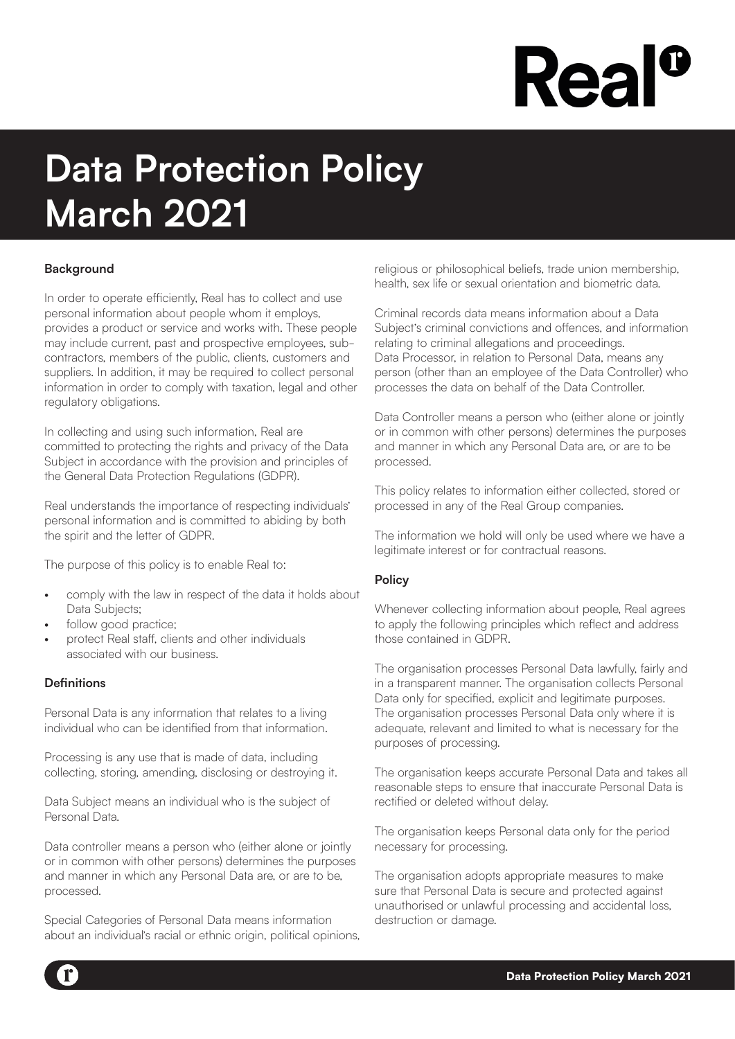# Data Protection Policy March 2021

## Background

In order to operate efficiently, Real has to collect and use personal information about people whom it employs, provides a product or service and works with. These people may include current, past and prospective employees, sub-contractors, members of the public, clients, customers and suppliers. In addition, it may be required to collect personal information in order to comply with taxation, legal and other regulatory obligations.

In collecting and using such information, Real are committed to protecting the rights and privacy of the Data Subject in accordance with the provision and principles of the General Data Protection Regulations (GDPR).

Real understands the importance of respecting individuals' personal information and is committed to abiding by both the spirit and the letter of GDPR.

The purpose of this policy is to enable Real to:

- comply with the law in respect of the data it holds about Data Subjects;
- follow good practice;
- protect Real staff, clients and other individuals associated with our business.

## Definitions

Personal Data is any information that relates to a living individual who can be identified from that information.

Processing is any use that is made of data, including collecting, storing, amending, disclosing or destroying it.

Data Subject means an individual who is the subject of Personal Data.

Data controller means a person who (either alone or jointly or in common with other persons) determines the purposes and manner in which any Personal Data are, or are to be, processed.

Special Categories of Personal Data means information about an individual's racial or ethnic origin, political opinions, religious or philosophical beliefs, trade union membership, health, sex life or sexual orientation and biometric data.

Criminal records data means information about a Data Subject's criminal convictions and offences, and information relating to criminal allegations and proceedings.
Data Processor, in relation to Personal Data, means any person (other than an employee of the Data Controller) who processes the data on behalf of the Data Controller.

Data Controller means a person who (either alone or jointly or in common with other persons) determines the purposes and manner in which any Personal Data are, or are to be processed.

This policy relates to information either collected, stored or processed in any of the Real Group companies.

The information we hold will only be used where we have a legitimate interest or for contractual reasons.

## Policy

Whenever collecting information about people, Real agrees to apply the following principles which reflect and address those contained in GDPR.

The organisation processes Personal Data lawfully, fairly and in a transparent manner. The organisation collects Personal Data only for specified, explicit and legitimate purposes. The organisation processes Personal Data only where it is adequate, relevant and limited to what is necessary for the purposes of processing.

The organisation keeps accurate Personal Data and takes all reasonable steps to ensure that inaccurate Personal Data is rectified or deleted without delay.

The organisation keeps Personal data only for the period necessary for processing.

The organisation adopts appropriate measures to make sure that Personal Data is secure and protected against unauthorised or unlawful processing and accidental loss, destruction or damage.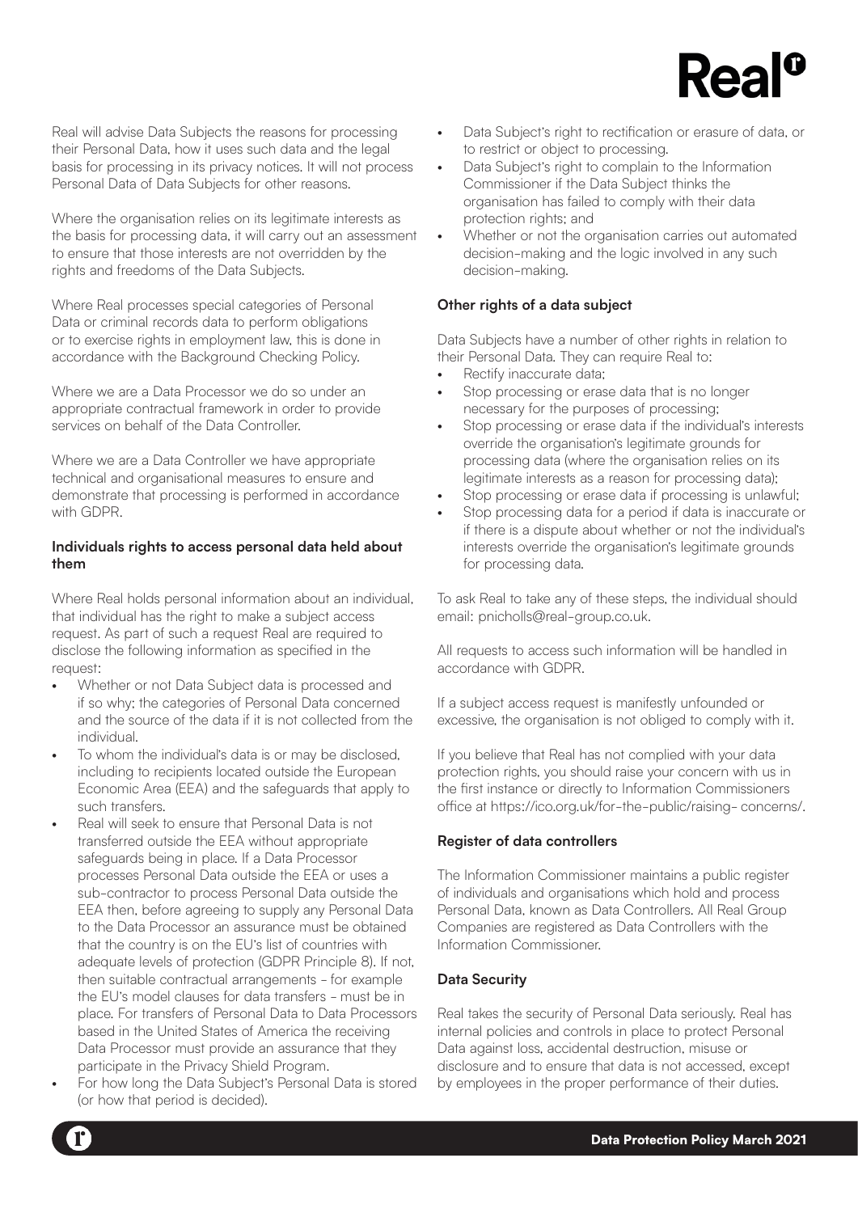Real will advise Data Subjects the reasons for processing their Personal Data, how it uses such data and the legal basis for processing in its privacy notices. It will not process Personal Data of Data Subjects for other reasons.

Where the organisation relies on its legitimate interests as the basis for processing data, it will carry out an assessment to ensure that those interests are not overridden by the rights and freedoms of the Data Subjects.

Where Real processes special categories of Personal Data or criminal records data to perform obligations or to exercise rights in employment law, this is done in accordance with the Background Checking Policy.

Where we are a Data Processor we do so under an appropriate contractual framework in order to provide services on behalf of the Data Controller.

Where we are a Data Controller we have appropriate technical and organisational measures to ensure and demonstrate that processing is performed in accordance with GDPR.

### Individuals rights to access personal data held about them

Where Real holds personal information about an individual, that individual has the right to make a subject access request. As part of such a request Real are required to disclose the following information as specified in the request:

- Whether or not Data Subject data is processed and if so why; the categories of Personal Data concerned and the source of the data if it is not collected from the individual.
- To whom the individual's data is or may be disclosed, including to recipients located outside the European Economic Area (EEA) and the safeguards that apply to such transfers.
- Real will seek to ensure that Personal Data is not transferred outside the EEA without appropriate safeguards being in place. If a Data Processor processes Personal Data outside the EEA or uses a sub-contractor to process Personal Data outside the EEA then, before agreeing to supply any Personal Data to the Data Processor an assurance must be obtained that the country is on the EU's list of countries with adequate levels of protection (GDPR Principle 8). If not, then suitable contractual arrangements - for example the EU's model clauses for data transfers - must be in place. For transfers of Personal Data to Data Processors based in the United States of America the receiving Data Processor must provide an assurance that they participate in the Privacy Shield Program.
- For how long the Data Subject's Personal Data is stored (or how that period is decided).
- Data Subject's right to rectification or erasure of data, or to restrict or object to processing.
- Data Subject's right to complain to the Information Commissioner if the Data Subject thinks the organisation has failed to comply with their data protection rights; and
- Whether or not the organisation carries out automated decision-making and the logic involved in any such decision-making.

### Other rights of a data subject

Data Subjects have a number of other rights in relation to their Personal Data. They can require Real to:

- Rectify inaccurate data;
- Stop processing or erase data that is no longer necessary for the purposes of processing;
- Stop processing or erase data if the individual's interests override the organisation's legitimate grounds for processing data (where the organisation relies on its legitimate interests as a reason for processing data);
- Stop processing or erase data if processing is unlawful;
- Stop processing data for a period if data is inaccurate or if there is a dispute about whether or not the individual's interests override the organisation's legitimate grounds for processing data.

To ask Real to take any of these steps, the individual should email: pnicholls@real-group.co.uk.

All requests to access such information will be handled in accordance with GDPR.

If a subject access request is manifestly unfounded or excessive, the organisation is not obliged to comply with it.

If you believe that Real has not complied with your data protection rights, you should raise your concern with us in the first instance or directly to Information Commissioners office at https://ico.org.uk/for-the-public/raising- concerns/.

### Register of data controllers

The Information Commissioner maintains a public register of individuals and organisations which hold and process Personal Data, known as Data Controllers. All Real Group Companies are registered as Data Controllers with the Information Commissioner.

### Data Security

Real takes the security of Personal Data seriously. Real has internal policies and controls in place to protect Personal Data against loss, accidental destruction, misuse or disclosure and to ensure that data is not accessed, except by employees in the proper performance of their duties.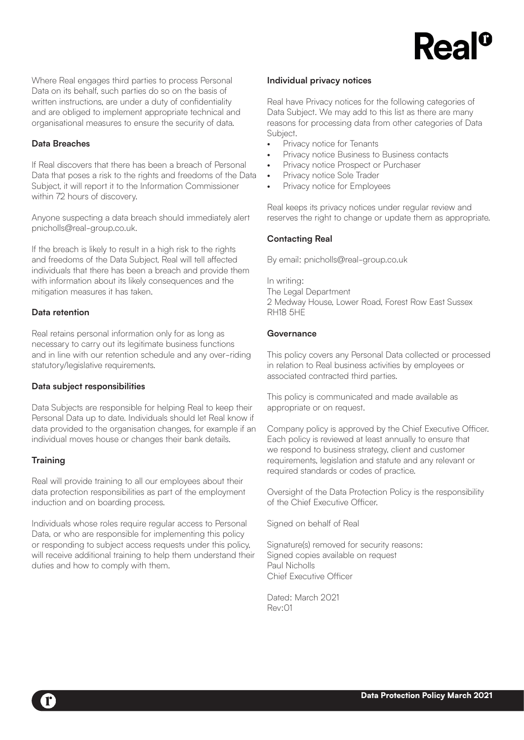Where Real engages third parties to process Personal Data on its behalf, such parties do so on the basis of written instructions, are under a duty of confidentiality and are obliged to implement appropriate technical and organisational measures to ensure the security of data.

### Data Breaches

If Real discovers that there has been a breach of Personal Data that poses a risk to the rights and freedoms of the Data Subject, it will report it to the Information Commissioner within 72 hours of discovery.

Anyone suspecting a data breach should immediately alert pnicholls@real-group.co.uk.

If the breach is likely to result in a high risk to the rights and freedoms of the Data Subject, Real will tell affected individuals that there has been a breach and provide them with information about its likely consequences and the mitigation measures it has taken.

### Data retention

Real retains personal information only for as long as necessary to carry out its legitimate business functions and in line with our retention schedule and any over-riding statutory/legislative requirements.

### Data subject responsibilities

Data Subjects are responsible for helping Real to keep their Personal Data up to date. Individuals should let Real know if data provided to the organisation changes, for example if an individual moves house or changes their bank details.

### Training

Real will provide training to all our employees about their data protection responsibilities as part of the employment induction and on boarding process.

Individuals whose roles require regular access to Personal Data, or who are responsible for implementing this policy or responding to subject access requests under this policy, will receive additional training to help them understand their duties and how to comply with them.

### Individual privacy notices

Real have Privacy notices for the following categories of Data Subject. We may add to this list as there are many reasons for processing data from other categories of Data Subject.

- Privacy notice for Tenants
- Privacy notice Business to Business contacts
- Privacy notice Prospect or Purchaser
- Privacy notice Sole Trader
- Privacy notice for Employees

Real keeps its privacy notices under regular review and reserves the right to change or update them as appropriate.

### Contacting Real

By email: pnicholls@real-group.co.uk

In writing:
The Legal Department
2 Medway House, Lower Road, Forest Row East Sussex
RH18 5HE

### Governance

This policy covers any Personal Data collected or processed in relation to Real business activities by employees or associated contracted third parties.

This policy is communicated and made available as appropriate or on request.

Company policy is approved by the Chief Executive Officer. Each policy is reviewed at least annually to ensure that we respond to business strategy, client and customer requirements, legislation and statute and any relevant or required standards or codes of practice.

Oversight of the Data Protection Policy is the responsibility of the Chief Executive Officer.

Signed on behalf of Real

Signature(s) removed for security reasons:
Signed copies available on request
Paul Nicholls
Chief Executive Officer

Dated: March 2021
Rev:01